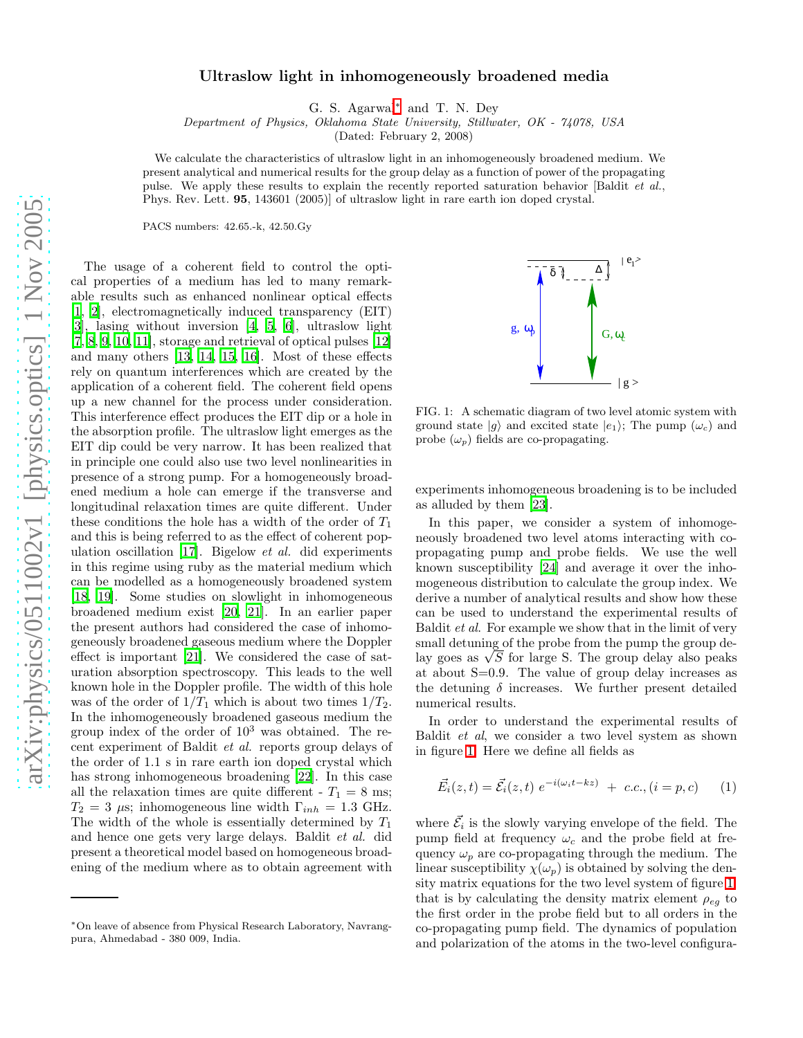# Ultraslow light in inhomogeneously broadened media

G. S. Agarwal* and T. N. Dey

*Department of Physics, Oklahoma State University, Stillwater, OK - 74078, USA*

(Dated: February 2, 2008)

We calculate the characteristics of ultraslow light in an inhomogeneously broadened medium. We present analytical and numerical results for the group delay as a function of power of the propagating pulse. We apply these results to explain the recently reported saturation behavior [Baldit *et al.*, Phys. Rev. Lett. **95**, 143601 (2005)] of ultraslow light in rare earth ion doped crystal.

PACS numbers: 42.65.-k, 42.50.Gy

The usage of a coherent field to control the optical properties of a medium has led to many remarkable results such as enhanced nonlinear optical effects [1, 2], electromagnetically induced transparency (EIT) [3], lasing without inversion [4, 5, 6], ultraslow light [7, 8, 9, 10, 11], storage and retrieval of optical pulses [12] and many others [13, 14, 15, 16]. Most of these effects rely on quantum interferences which are created by the application of a coherent field. The coherent field opens up a new channel for the process under consideration. This interference effect produces the EIT dip or a hole in the absorption profile. The ultraslow light emerges as the EIT dip could be very narrow. It has been realized that in principle one could also use two level nonlinearities in presence of a strong pump. For a homogeneously broadened medium a hole can emerge if the transverse and longitudinal relaxation times are quite different. Under these conditions the hole has a width of the order of $T_1$ and this is being referred to as the effect of coherent population oscillation [17]. Bigelow *et al.* did experiments in this regime using ruby as the material medium which can be modelled as a homogeneously broadened system [18, 19]. Some studies on slowlight in inhomogeneous broadened medium exist [20, 21]. In an earlier paper the present authors had considered the case of inhomogeneously broadened gaseous medium where the Doppler effect is important [21]. We considered the case of saturation absorption spectroscopy. This leads to the well known hole in the Doppler profile. The width of this hole was of the order of $1/T_1$ which is about two times $1/T_2$. In the inhomogeneously broadened gaseous medium the group index of the order of $10^3$ was obtained. The recent experiment of Baldit *et al.* reports group delays of the order of 1.1 s in rare earth ion doped crystal which has strong inhomogeneous broadening [22]. In this case all the relaxation times are quite different - $T_1 = 8$ ms; $T_2 = 3$ $\mu$s; inhomogeneous line width $\Gamma_{inh} = 1.3$ GHz. The width of the whole is essentially determined by $T_1$ and hence one gets very large delays. Baldit *et al.* did present a theoretical model based on homogeneous broadening of the medium where as to obtain agreement with experiments inhomogeneous broadening is to be included as alluded by them [23].

FIG. 1: A schematic diagram of two level atomic system with ground state $|g\rangle$ and excited state $|e_1\rangle$; The pump ($\omega_c$) and probe ($\omega_p$) fields are co-propagating.

In this paper, we consider a system of inhomogeneously broadened two level atoms interacting with co-propagating pump and probe fields. We use the well known susceptibility [24] and average it over the inhomogeneous distribution to calculate the group index. We derive a number of analytical results and show how these can be used to understand the experimental results of Baldit *et al*. For example we show that in the limit of very small detuning of the probe from the pump the group delay goes as $\sqrt{S}$ for large S. The group delay also peaks at about S=0.9. The value of group delay increases as the detuning $\delta$ increases. We further present detailed numerical results.

In order to understand the experimental results of Baldit *et al*, we consider a two level system as shown in figure 1. Here we define all fields as

$$\vec{E}_i(z,t) = \vec{\mathcal{E}}_i(z,t)\, e^{-i(\omega_i t - kz)} \; + \; c.c., (i = p, c) \qquad (1)$$

where $\vec{\mathcal{E}}_i$ is the slowly varying envelope of the field. The pump field at frequency $\omega_c$ and the probe field at frequency $\omega_p$ are co-propagating through the medium. The linear susceptibility $\chi(\omega_p)$ is obtained by solving the density matrix equations for the two level system of figure 1, that is by calculating the density matrix element $\rho_{eg}$ to the first order in the probe field but to all orders in the co-propagating pump field. The dynamics of population and polarization of the atoms in the two-level configura-

*On leave of absence from Physical Research Laboratory, Navrangpura, Ahmedabad - 380 009, India.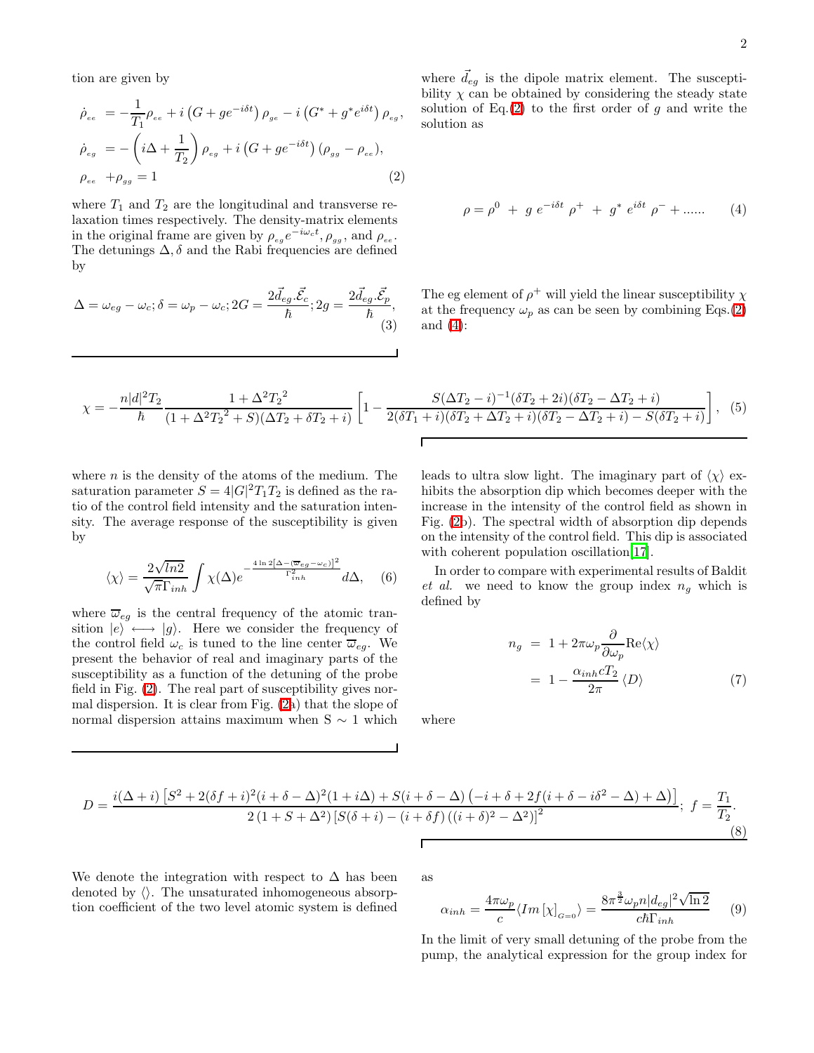tion are given by

$$
\begin{aligned}
\dot{\rho}_{ee} &= -\frac{1}{T_1}\rho_{ee} + i\left(G + ge^{-i\delta t}\right)\rho_{ge} - i\left(G^* + g^* e^{i\delta t}\right)\rho_{eg}, \\
\dot{\rho}_{eg} &= -\left(i\Delta + \frac{1}{T_2}\right)\rho_{eg} + i\left(G + ge^{-i\delta t}\right)(\rho_{gg} - \rho_{ee}), \\
\rho_{ee} &+ \rho_{gg} = 1
\end{aligned} \tag{2}
$$

where $T_1$ and $T_2$ are the longitudinal and transverse relaxation times respectively. The density-matrix elements in the original frame are given by $\rho_{eg}e^{-i\omega_c t}, \rho_{gg}$, and $\rho_{ee}$. The detunings $\Delta, \delta$ and the Rabi frequencies are defined by

$$
\Delta = \omega_{eg} - \omega_c; \delta = \omega_p - \omega_c; 2G = \frac{2\vec{d}_{eg}.\vec{\mathcal{E}}_c}{\hbar}; 2g = \frac{2\vec{d}_{eg}.\vec{\mathcal{E}}_p}{\hbar}, \tag{3}
$$

where $\vec{d}_{eg}$ is the dipole matrix element. The susceptibility $\chi$ can be obtained by considering the steady state solution of Eq.(2) to the first order of $g$ and write the solution as

$$
\rho = \rho^0 \; + \; g\; e^{-i\delta t}\; \rho^+ \; + \; g^*\; e^{i\delta t}\; \rho^- + ...... \tag{4}
$$

The eg element of $\rho^+$ will yield the linear susceptibility $\chi$ at the frequency $\omega_p$ as can be seen by combining Eqs.(2) and (4):

$$
\chi = -\frac{n|d|^2 T_2}{\hbar}\frac{1+\Delta^2 {T_2}^2}{(1+\Delta^2 {T_2}^2 + S)(\Delta T_2 + \delta T_2 + i)}\left[1 - \frac{S(\Delta T_2 - i)^{-1}(\delta T_2 + 2i)(\delta T_2 - \Delta T_2 + i)}{2(\delta T_1 + i)(\delta T_2 + \Delta T_2 + i)(\delta T_2 - \Delta T_2 + i) - S(\delta T_2 + i)}\right], \tag{5}
$$

where $n$ is the density of the atoms of the medium. The saturation parameter $S = 4|G|^2 T_1 T_2$ is defined as the ratio of the control field intensity and the saturation intensity. The average response of the susceptibility is given by

$$
\langle\chi\rangle = \frac{2\sqrt{ln2}}{\sqrt{\pi}\Gamma_{inh}}\int \chi(\Delta) e^{-\frac{4\ln 2\left[\Delta - (\overline{\omega}_{eg} - \omega_c)\right]^2}{\Gamma^2_{inh}}} d\Delta, \tag{6}
$$

where $\overline{\omega}_{eg}$ is the central frequency of the atomic transition $|e\rangle \longleftrightarrow |g\rangle$. Here we consider the frequency of the control field $\omega_c$ is tuned to the line center $\overline{\omega}_{eg}$. We present the behavior of real and imaginary parts of the susceptibility as a function of the detuning of the probe field in Fig. (2). The real part of susceptibility gives normal dispersion. It is clear from Fig. (2a) that the slope of normal dispersion attains maximum when S $\sim$ 1 which leads to ultra slow light. The imaginary part of $\langle\chi\rangle$ exhibits the absorption dip which becomes deeper with the increase in the intensity of the control field as shown in Fig. (2b). The spectral width of absorption dip depends on the intensity of the control field. This dip is associated with coherent population oscillation[17].

In order to compare with experimental results of Baldit *et al.* we need to know the group index $n_g$ which is defined by

$$
\begin{aligned}
n_g &= 1 + 2\pi\omega_p \frac{\partial}{\partial\omega_p}\text{Re}\langle\chi\rangle \\
&= 1 - \frac{\alpha_{inh} c T_2}{2\pi}\langle D\rangle
\end{aligned} \tag{7}
$$

where

$$
D = \frac{i(\Delta + i)\left[S^2 + 2(\delta f + i)^2(i + \delta - \Delta)^2(1 + i\Delta) + S(i + \delta - \Delta)\left(-i + \delta + 2f(i + \delta - i\delta^2 - \Delta) + \Delta\right)\right]}{2\left(1 + S + \Delta^2\right)\left[S(\delta + i) - (i + \delta f)\left((i + \delta)^2 - \Delta^2\right)\right]^2}; \; f = \frac{T_1}{T_2}. \tag{8}
$$

We denote the integration with respect to $\Delta$ has been denoted by $\langle\rangle$. The unsaturated inhomogeneous absorption coefficient of the two level atomic system is defined as

$$
\alpha_{inh} = \frac{4\pi\omega_p}{c}\langle Im\left[\chi\right]_{G=0}\rangle = \frac{8\pi^{\frac{3}{2}}\omega_p n|d_{eg}|^2\sqrt{\ln 2}}{c\hbar\Gamma_{inh}} \tag{9}
$$

In the limit of very small detuning of the probe from the pump, the analytical expression for the group index for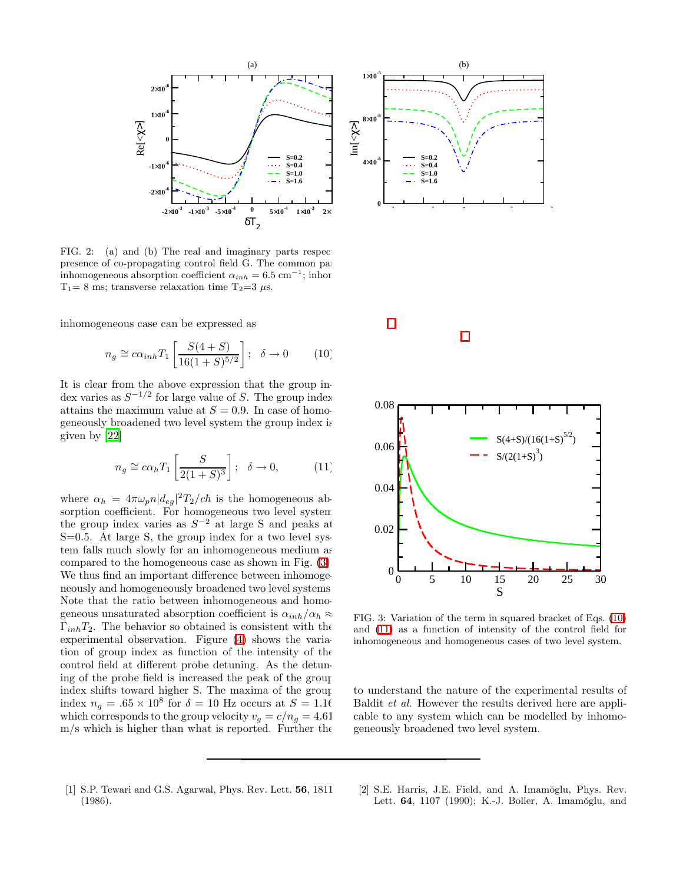FIG. 2: (a) and (b) The real and imaginary parts respec presence of co-propagating control field G. The common pa inhomogeneous absorption coefficient $\alpha_{inh} = 6.5$ cm$^{-1}$; inhor T$_1$= 8 ms; transverse relaxation time T$_2$=3 $\mu$s.

inhomogeneous case can be expressed as

$$n_g \cong c\alpha_{inh}T_1 \left[\frac{S(4+S)}{16(1+S)^{5/2}}\right]; \quad \delta \to 0 \qquad (10)$$

It is clear from the above expression that the group index varies as $S^{-1/2}$ for large value of $S$. The group index attains the maximum value at $S = 0.9$. In case of homogeneously broadened two level system the group index is given by [22]

$$n_g \cong c\alpha_h T_1 \left[\frac{S}{2(1+S)^3}\right]; \quad \delta \to 0, \qquad (11)$$

where $\alpha_h = 4\pi\omega_p n|d_{eg}|^2 T_2/c\hbar$ is the homogeneous absorption coefficient. For homogeneous two level system the group index varies as $S^{-2}$ at large S and peaks at S=0.5. At large S, the group index for a two level system falls much slowly for an inhomogeneous medium as compared to the homogeneous case as shown in Fig. (3). We thus find an important difference between inhomogeneously and homogeneously broadened two level systems. Note that the ratio between inhomogeneous and homogeneous unsaturated absorption coefficient is $\alpha_{inh}/\alpha_h \approx \Gamma_{inh}T_2$. The behavior so obtained is consistent with the experimental observation. Figure (4) shows the variation of group index as function of the intensity of the control field at different probe detuning. As the detuning of the probe field is increased the peak of the group index shifts toward higher S. The maxima of the group index $n_g = .65 \times 10^8$ for $\delta = 10$ Hz occurs at $S = 1.16$ which corresponds to the group velocity $v_g = c/n_g = 4.61$ m/s which is higher than what is reported. Further the

FIG. 3: Variation of the term in squared bracket of Eqs. (10) and (11) as a function of intensity of the control field for inhomogeneous and homogeneous cases of two level system.

to understand the nature of the experimental results of Baldit *et al*. However the results derived here are applicable to any system which can be modelled by inhomogeneously broadened two level system.

---

[1] S.P. Tewari and G.S. Agarwal, Phys. Rev. Lett. **56**, 1811 (1986).

[2] S.E. Harris, J.E. Field, and A. Imamŏglu, Phys. Rev. Lett. **64**, 1107 (1990); K.-J. Boller, A. Imamŏglu, and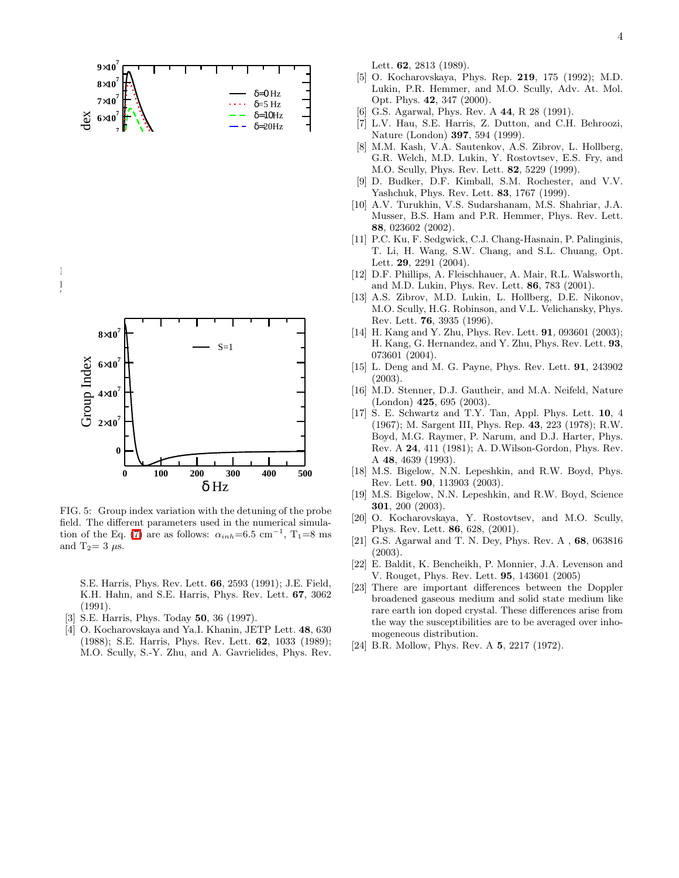9×10^7
8×10^7
7×10^7
6×10^7
dex
δ=0 Hz
δ=5 Hz
δ=10Hz
δ=20Hz

8×10^7
6×10^7
4×10^7
2×10^7
0
Group Index
0
100
200
300
400
500
δ Hz
S=1

FIG. 5: Group index variation with the detuning of the probe field. The different parameters used in the numerical simulation of the Eq. (7) are as follows: $\alpha_{inh}$=6.5 cm$^{-1}$, $T_1$=8 ms and $T_2$= 3 $\mu$s.

S.E. Harris, Phys. Rev. Lett. **66**, 2593 (1991); J.E. Field, K.H. Hahn, and S.E. Harris, Phys. Rev. Lett. **67**, 3062 (1991).

[3] S.E. Harris, Phys. Today **50**, 36 (1997).

[4] O. Kocharovskaya and Ya.I. Khanin, JETP Lett. **48**, 630 (1988); S.E. Harris, Phys. Rev. Lett. **62**, 1033 (1989); M.O. Scully, S.-Y. Zhu, and A. Gavrielides, Phys. Rev. Lett. **62**, 2813 (1989).

[5] O. Kocharovskaya, Phys. Rep. **219**, 175 (1992); M.D. Lukin, P.R. Hemmer, and M.O. Scully, Adv. At. Mol. Opt. Phys. **42**, 347 (2000).

[6] G.S. Agarwal, Phys. Rev. A **44**, R 28 (1991).

[7] L.V. Hau, S.E. Harris, Z. Dutton, and C.H. Behroozi, Nature (London) **397**, 594 (1999).

[8] M.M. Kash, V.A. Sautenkov, A.S. Zibrov, L. Hollberg, G.R. Welch, M.D. Lukin, Y. Rostovtsev, E.S. Fry, and M.O. Scully, Phys. Rev. Lett. **82**, 5229 (1999).

[9] D. Budker, D.F. Kimball, S.M. Rochester, and V.V. Yashchuk, Phys. Rev. Lett. **83**, 1767 (1999).

[10] A.V. Turukhin, V.S. Sudarshanam, M.S. Shahriar, J.A. Musser, B.S. Ham and P.R. Hemmer, Phys. Rev. Lett. **88**, 023602 (2002).

[11] P.C. Ku, F. Sedgwick, C.J. Chang-Hasnain, P. Palinginis, T. Li, H. Wang, S.W. Chang, and S.L. Chuang, Opt. Lett. **29**, 2291 (2004).

[12] D.F. Phillips, A. Fleischhauer, A. Mair, R.L. Walsworth, and M.D. Lukin, Phys. Rev. Lett. **86**, 783 (2001).

[13] A.S. Zibrov, M.D. Lukin, L. Hollberg, D.E. Nikonov, M.O. Scully, H.G. Robinson, and V.L. Velichansky, Phys. Rev. Lett. **76**, 3935 (1996).

[14] H. Kang and Y. Zhu, Phys. Rev. Lett. **91**, 093601 (2003); H. Kang, G. Hernandez, and Y. Zhu, Phys. Rev. Lett. **93**, 073601 (2004).

[15] L. Deng and M. G. Payne, Phys. Rev. Lett. **91**, 243902 (2003).

[16] M.D. Stenner, D.J. Gautheir, and M.A. Neifeld, Nature (London) **425**, 695 (2003).

[17] S. E. Schwartz and T.Y. Tan, Appl. Phys. Lett. **10**, 4 (1967); M. Sargent III, Phys. Rep. **43**, 223 (1978); R.W. Boyd, M.G. Raymer, P. Narum, and D.J. Harter, Phys. Rev. A **24**, 411 (1981); A. D.Wilson-Gordon, Phys. Rev. A **48**, 4639 (1993).

[18] M.S. Bigelow, N.N. Lepeshkin, and R.W. Boyd, Phys. Rev. Lett. **90**, 113903 (2003).

[19] M.S. Bigelow, N.N. Lepeshkin, and R.W. Boyd, Science **301**, 200 (2003).

[20] O. Kocharovskaya, Y. Rostovtsev, and M.O. Scully, Phys. Rev. Lett. **86**, 628, (2001).

[21] G.S. Agarwal and T. N. Dey, Phys. Rev. A , **68**, 063816 (2003).

[22] E. Baldit, K. Bencheikh, P. Monnier, J.A. Levenson and V. Rouget, Phys. Rev. Lett. **95**, 143601 (2005)

[23] There are important differences between the Doppler broadened gaseous medium and solid state medium like rare earth ion doped crystal. These differences arise from the way the susceptibilities are to be averaged over inhomogeneous distribution.

[24] B.R. Mollow, Phys. Rev. A **5**, 2217 (1972).